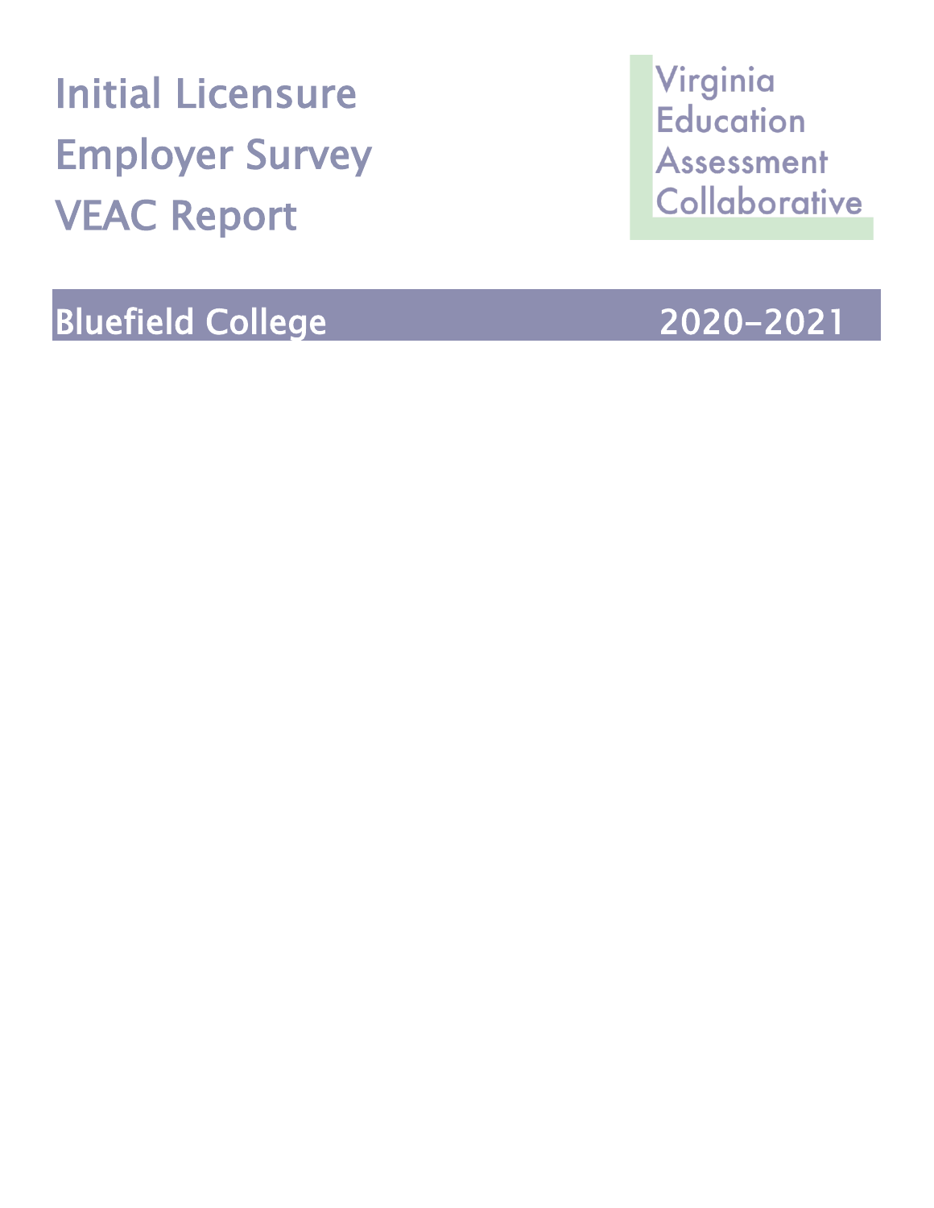# Initial Licensure Employer Survey VEAC Report

Virginia Education Assessment Collaborative

## Bluefield College 2020-2021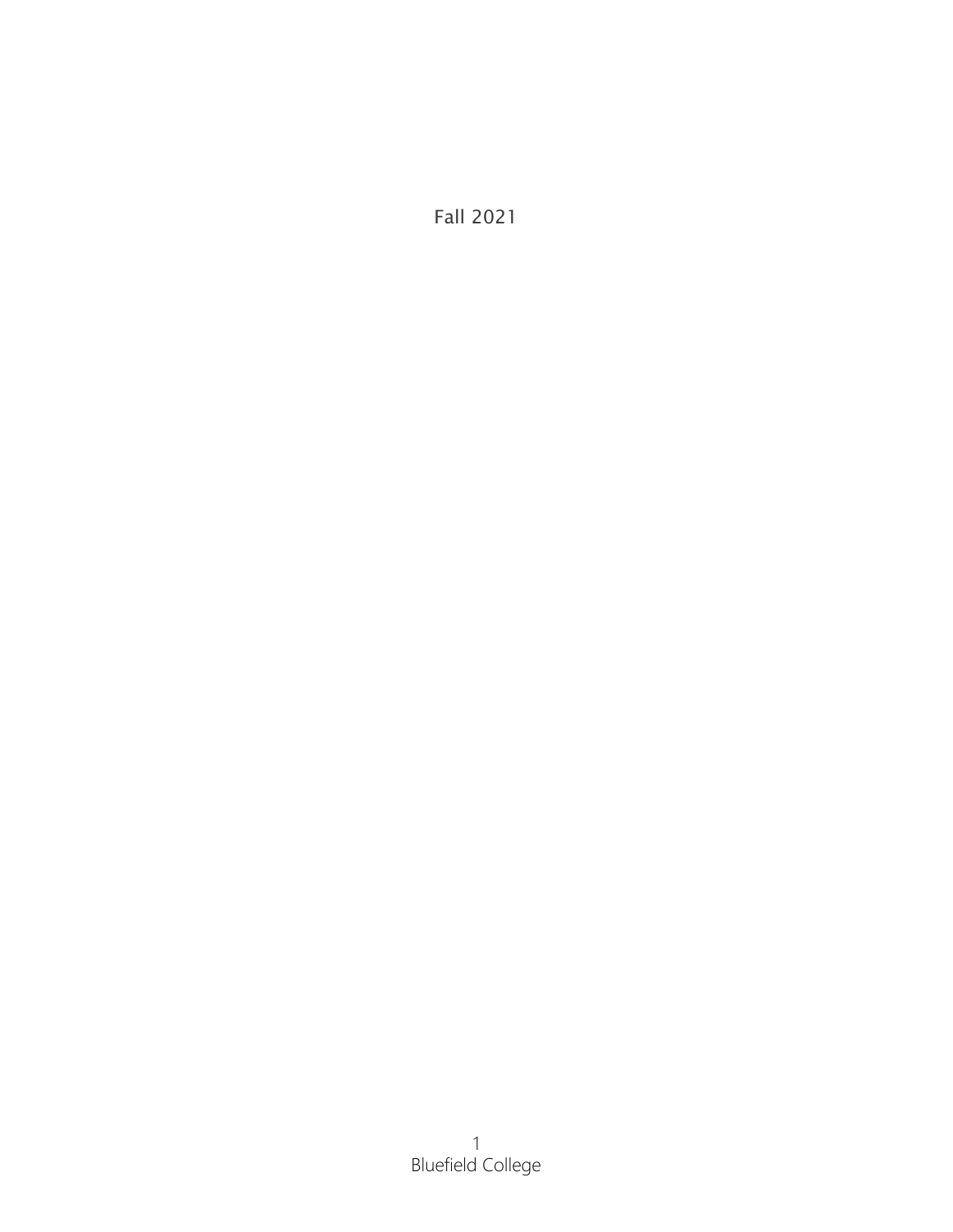Fall 2021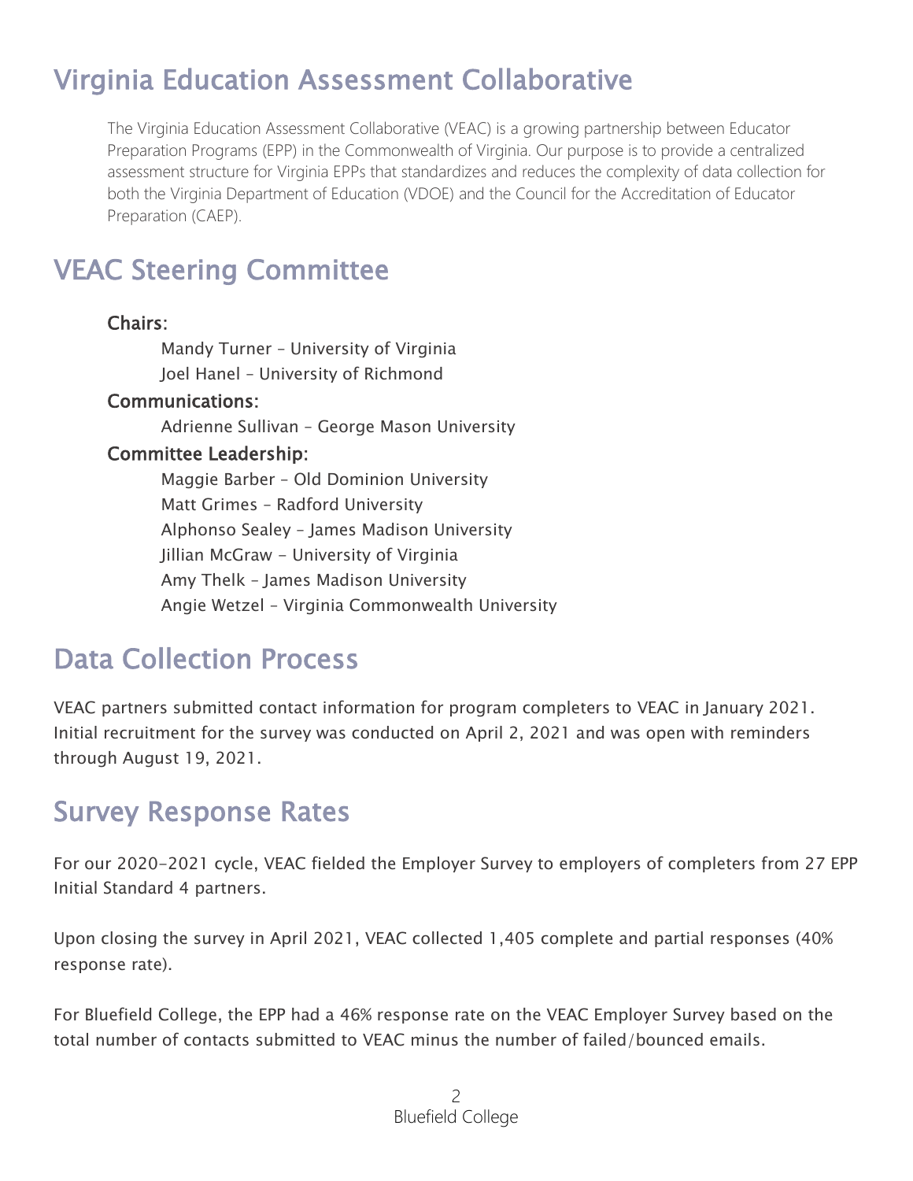# Virginia Education Assessment Collaborative

The Virginia Education Assessment Collaborative (VEAC) is a growing partnership between Educator Preparation Programs (EPP) in the Commonwealth of Virginia. Our purpose is to provide a centralized assessment structure for Virginia EPPs that standardizes and reduces the complexity of data collection for both the Virginia Department of Education (VDOE) and the Council for the Accreditation of Educator Preparation (CAEP).

# VEAC Steering Committee

**Chairs:**

Mandy Turner – University of Virginia
Joel Hanel – University of Richmond

**Communications:**

Adrienne Sullivan – George Mason University

**Committee Leadership:**

Maggie Barber – Old Dominion University
Matt Grimes – Radford University
Alphonso Sealey – James Madison University
Jillian McGraw – University of Virginia
Amy Thelk – James Madison University
Angie Wetzel – Virginia Commonwealth University

# Data Collection Process

VEAC partners submitted contact information for program completers to VEAC in January 2021. Initial recruitment for the survey was conducted on April 2, 2021 and was open with reminders through August 19, 2021.

# Survey Response Rates

For our 2020-2021 cycle, VEAC fielded the Employer Survey to employers of completers from 27 EPP Initial Standard 4 partners.

Upon closing the survey in April 2021, VEAC collected 1,405 complete and partial responses (40% response rate).

For Bluefield College, the EPP had a 46% response rate on the VEAC Employer Survey based on the total number of contacts submitted to VEAC minus the number of failed/bounced emails.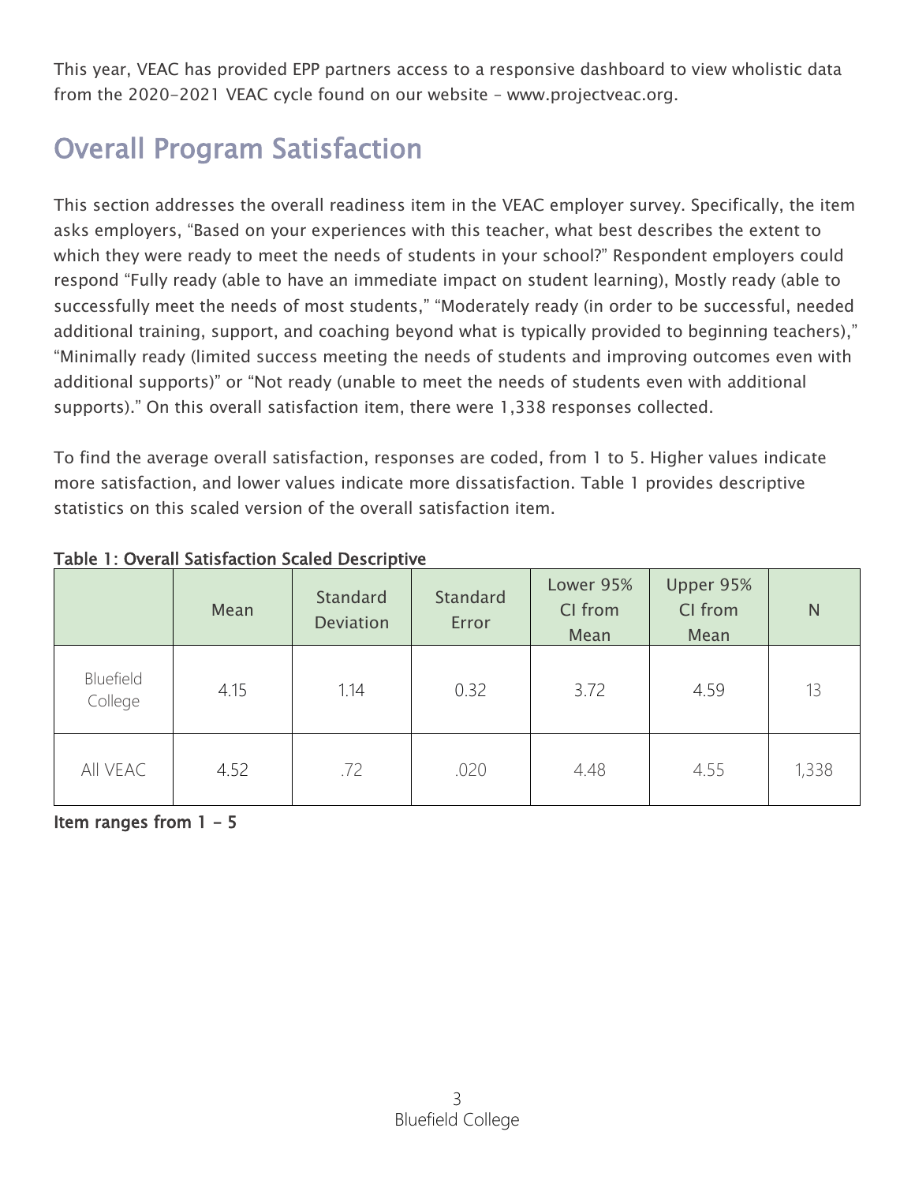This year, VEAC has provided EPP partners access to a responsive dashboard to view wholistic data from the 2020-2021 VEAC cycle found on our website – www.projectveac.org.

## Overall Program Satisfaction

This section addresses the overall readiness item in the VEAC employer survey. Specifically, the item asks employers, "Based on your experiences with this teacher, what best describes the extent to which they were ready to meet the needs of students in your school?" Respondent employers could respond "Fully ready (able to have an immediate impact on student learning), Mostly ready (able to successfully meet the needs of most students," "Moderately ready (in order to be successful, needed additional training, support, and coaching beyond what is typically provided to beginning teachers)," "Minimally ready (limited success meeting the needs of students and improving outcomes even with additional supports)" or "Not ready (unable to meet the needs of students even with additional supports)." On this overall satisfaction item, there were 1,338 responses collected.

To find the average overall satisfaction, responses are coded, from 1 to 5. Higher values indicate more satisfaction, and lower values indicate more dissatisfaction. Table 1 provides descriptive statistics on this scaled version of the overall satisfaction item.

**Table 1: Overall Satisfaction Scaled Descriptive**

| | Mean | Standard Deviation | Standard Error | Lower 95% CI from Mean | Upper 95% CI from Mean | N |
|---|---|---|---|---|---|---|
| Bluefield College | 4.15 | 1.14 | 0.32 | 3.72 | 4.59 | 13 |
| All VEAC | 4.52 | .72 | .020 | 4.48 | 4.55 | 1,338 |

**Item ranges from 1 - 5**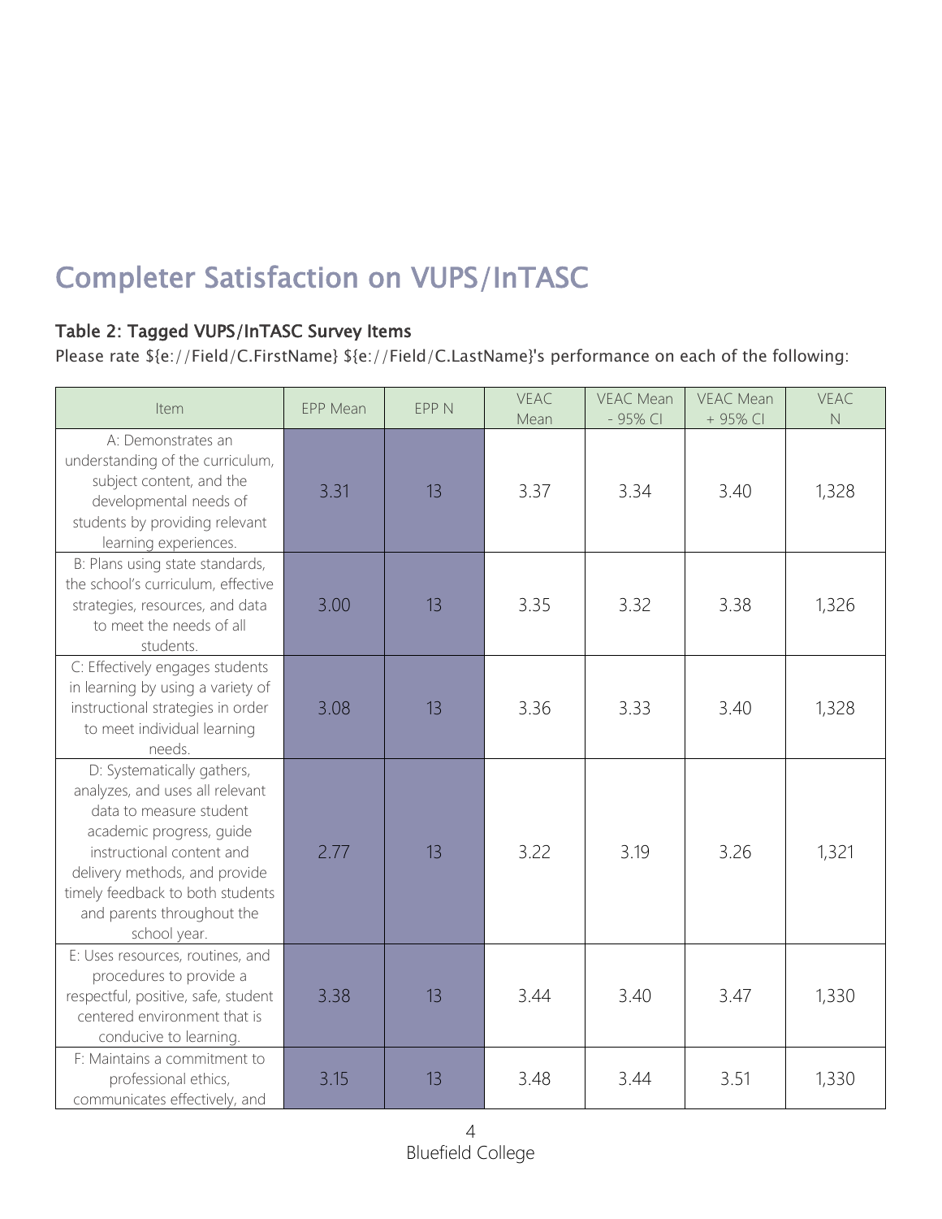## Completer Satisfaction on VUPS/InTASC

### Table 2: Tagged VUPS/InTASC Survey Items

Please rate ${e://Field/C.FirstName} ${e://Field/C.LastName}'s performance on each of the following:

| Item | EPP Mean | EPP N | VEAC Mean | VEAC Mean - 95% CI | VEAC Mean + 95% CI | VEAC N |
|---|---|---|---|---|---|---|
| A: Demonstrates an understanding of the curriculum, subject content, and the developmental needs of students by providing relevant learning experiences. | 3.31 | 13 | 3.37 | 3.34 | 3.40 | 1,328 |
| B: Plans using state standards, the school's curriculum, effective strategies, resources, and data to meet the needs of all students. | 3.00 | 13 | 3.35 | 3.32 | 3.38 | 1,326 |
| C: Effectively engages students in learning by using a variety of instructional strategies in order to meet individual learning needs. | 3.08 | 13 | 3.36 | 3.33 | 3.40 | 1,328 |
| D: Systematically gathers, analyzes, and uses all relevant data to measure student academic progress, guide instructional content and delivery methods, and provide timely feedback to both students and parents throughout the school year. | 2.77 | 13 | 3.22 | 3.19 | 3.26 | 1,321 |
| E: Uses resources, routines, and procedures to provide a respectful, positive, safe, student centered environment that is conducive to learning. | 3.38 | 13 | 3.44 | 3.40 | 3.47 | 1,330 |
| F: Maintains a commitment to professional ethics, communicates effectively, and | 3.15 | 13 | 3.48 | 3.44 | 3.51 | 1,330 |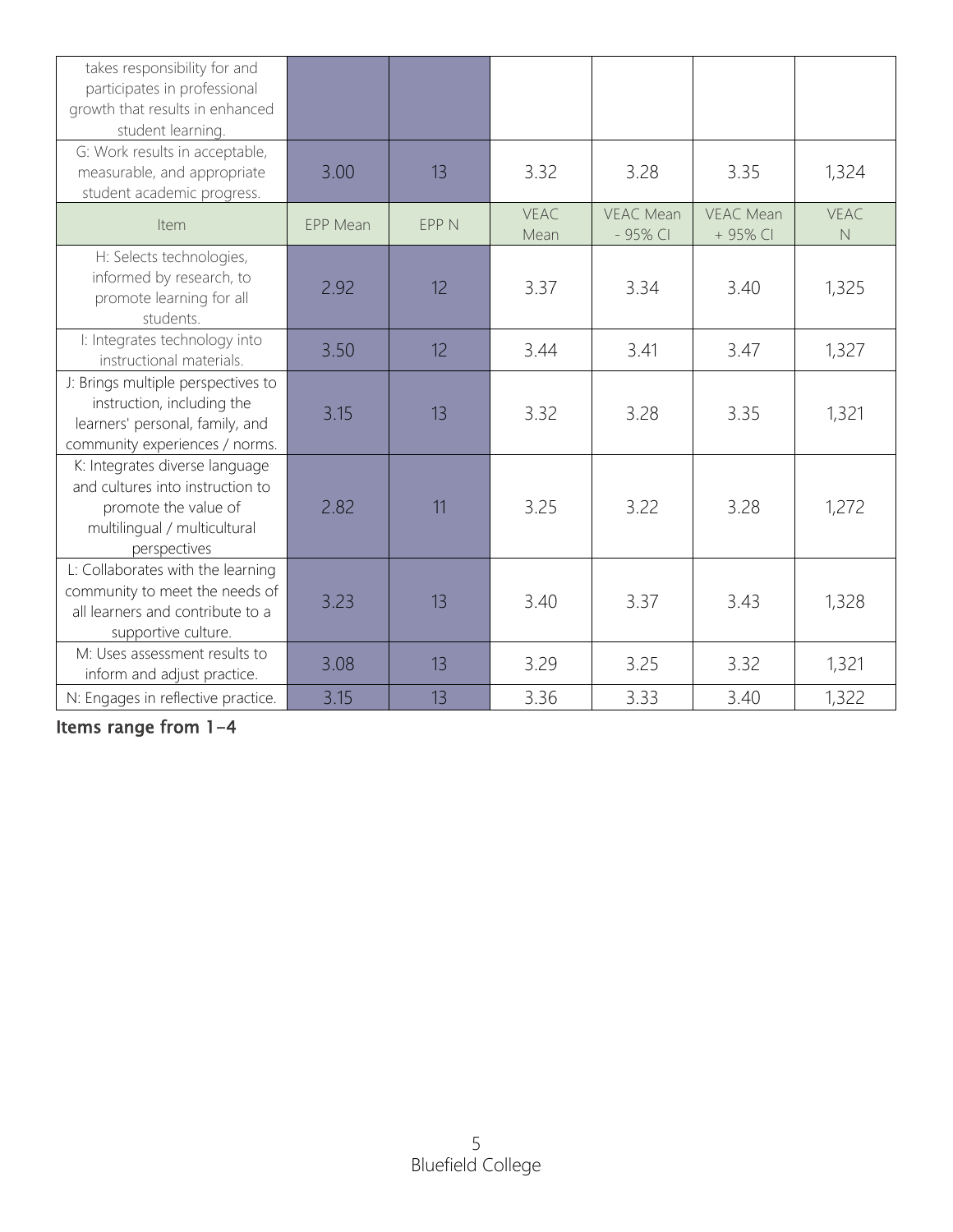| | | | | | | |
|---|---|---|---|---|---|---|
| takes responsibility for and participates in professional growth that results in enhanced student learning. | | | | | | |
| G: Work results in acceptable, measurable, and appropriate student academic progress. | 3.00 | 13 | 3.32 | 3.28 | 3.35 | 1,324 |
| Item | EPP Mean | EPP N | VEAC Mean | VEAC Mean - 95% CI | VEAC Mean + 95% CI | VEAC N |
| H: Selects technologies, informed by research, to promote learning for all students. | 2.92 | 12 | 3.37 | 3.34 | 3.40 | 1,325 |
| I: Integrates technology into instructional materials. | 3.50 | 12 | 3.44 | 3.41 | 3.47 | 1,327 |
| J: Brings multiple perspectives to instruction, including the learners' personal, family, and community experiences / norms. | 3.15 | 13 | 3.32 | 3.28 | 3.35 | 1,321 |
| K: Integrates diverse language and cultures into instruction to promote the value of multilingual / multicultural perspectives | 2.82 | 11 | 3.25 | 3.22 | 3.28 | 1,272 |
| L: Collaborates with the learning community to meet the needs of all learners and contribute to a supportive culture. | 3.23 | 13 | 3.40 | 3.37 | 3.43 | 1,328 |
| M: Uses assessment results to inform and adjust practice. | 3.08 | 13 | 3.29 | 3.25 | 3.32 | 1,321 |
| N: Engages in reflective practice. | 3.15 | 13 | 3.36 | 3.33 | 3.40 | 1,322 |

**Items range from 1-4**